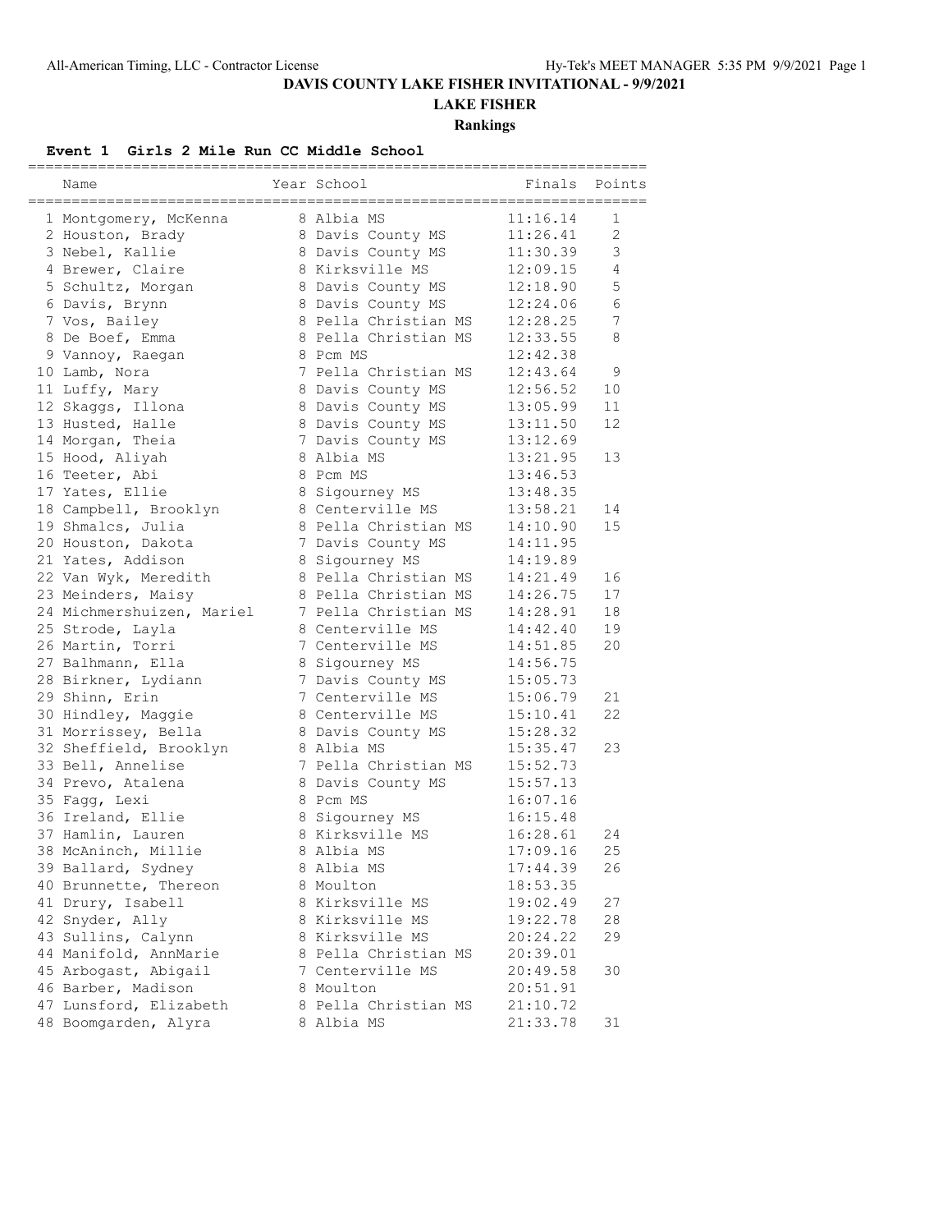# DAVIS COUNTY LAKE FISHER INVITATIONAL - 9/9/2021

## LAKE FISHER

### Rankings

**Event 1 Girls 2 Mile Run CC Middle School**

| | Name | Year | School | Finals | Points |
|---|---|---|---|---|---|
| 1 | Montgomery, McKenna | 8 | Albia MS | 11:16.14 | 1 |
| 2 | Houston, Brady | 8 | Davis County MS | 11:26.41 | 2 |
| 3 | Nebel, Kallie | 8 | Davis County MS | 11:30.39 | 3 |
| 4 | Brewer, Claire | 8 | Kirksville MS | 12:09.15 | 4 |
| 5 | Schultz, Morgan | 8 | Davis County MS | 12:18.90 | 5 |
| 6 | Davis, Brynn | 8 | Davis County MS | 12:24.06 | 6 |
| 7 | Vos, Bailey | 8 | Pella Christian MS | 12:28.25 | 7 |
| 8 | De Boef, Emma | 8 | Pella Christian MS | 12:33.55 | 8 |
| 9 | Vannoy, Raegan | 8 | Pcm MS | 12:42.38 | |
| 10 | Lamb, Nora | 7 | Pella Christian MS | 12:43.64 | 9 |
| 11 | Luffy, Mary | 8 | Davis County MS | 12:56.52 | 10 |
| 12 | Skaggs, Illona | 8 | Davis County MS | 13:05.99 | 11 |
| 13 | Husted, Halle | 8 | Davis County MS | 13:11.50 | 12 |
| 14 | Morgan, Theia | 7 | Davis County MS | 13:12.69 | |
| 15 | Hood, Aliyah | 8 | Albia MS | 13:21.95 | 13 |
| 16 | Teeter, Abi | 8 | Pcm MS | 13:46.53 | |
| 17 | Yates, Ellie | 8 | Sigourney MS | 13:48.35 | |
| 18 | Campbell, Brooklyn | 8 | Centerville MS | 13:58.21 | 14 |
| 19 | Shmalcs, Julia | 8 | Pella Christian MS | 14:10.90 | 15 |
| 20 | Houston, Dakota | 7 | Davis County MS | 14:11.95 | |
| 21 | Yates, Addison | 8 | Sigourney MS | 14:19.89 | |
| 22 | Van Wyk, Meredith | 8 | Pella Christian MS | 14:21.49 | 16 |
| 23 | Meinders, Maisy | 8 | Pella Christian MS | 14:26.75 | 17 |
| 24 | Michmershuizen, Mariel | 7 | Pella Christian MS | 14:28.91 | 18 |
| 25 | Strode, Layla | 8 | Centerville MS | 14:42.40 | 19 |
| 26 | Martin, Torri | 7 | Centerville MS | 14:51.85 | 20 |
| 27 | Balhmann, Ella | 8 | Sigourney MS | 14:56.75 | |
| 28 | Birkner, Lydiann | 7 | Davis County MS | 15:05.73 | |
| 29 | Shinn, Erin | 7 | Centerville MS | 15:06.79 | 21 |
| 30 | Hindley, Maggie | 8 | Centerville MS | 15:10.41 | 22 |
| 31 | Morrissey, Bella | 8 | Davis County MS | 15:28.32 | |
| 32 | Sheffield, Brooklyn | 8 | Albia MS | 15:35.47 | 23 |
| 33 | Bell, Annelise | 7 | Pella Christian MS | 15:52.73 | |
| 34 | Prevo, Atalena | 8 | Davis County MS | 15:57.13 | |
| 35 | Fagg, Lexi | 8 | Pcm MS | 16:07.16 | |
| 36 | Ireland, Ellie | 8 | Sigourney MS | 16:15.48 | |
| 37 | Hamlin, Lauren | 8 | Kirksville MS | 16:28.61 | 24 |
| 38 | McAninch, Millie | 8 | Albia MS | 17:09.16 | 25 |
| 39 | Ballard, Sydney | 8 | Albia MS | 17:44.39 | 26 |
| 40 | Brunnette, Thereon | 8 | Moulton | 18:53.35 | |
| 41 | Drury, Isabell | 8 | Kirksville MS | 19:02.49 | 27 |
| 42 | Snyder, Ally | 8 | Kirksville MS | 19:22.78 | 28 |
| 43 | Sullins, Calynn | 8 | Kirksville MS | 20:24.22 | 29 |
| 44 | Manifold, AnnMarie | 8 | Pella Christian MS | 20:39.01 | |
| 45 | Arbogast, Abigail | 7 | Centerville MS | 20:49.58 | 30 |
| 46 | Barber, Madison | 8 | Moulton | 20:51.91 | |
| 47 | Lunsford, Elizabeth | 8 | Pella Christian MS | 21:10.72 | |
| 48 | Boomgarden, Alyra | 8 | Albia MS | 21:33.78 | 31 |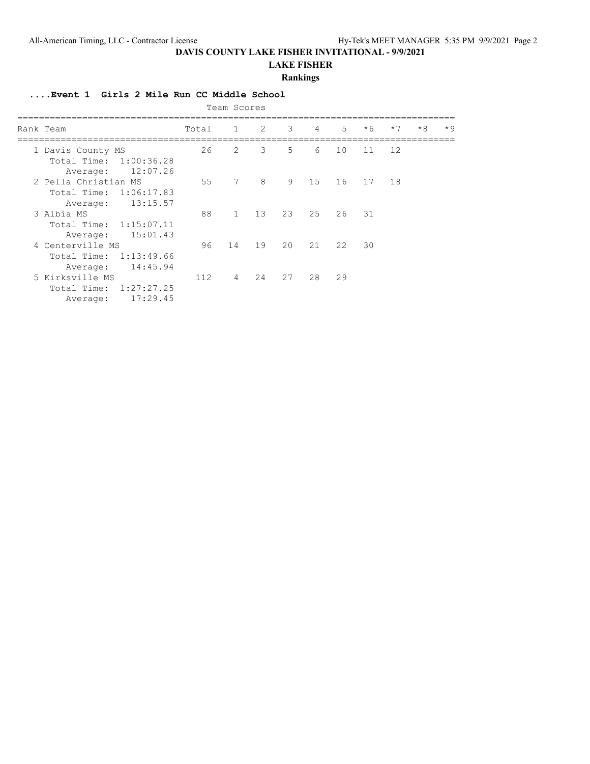**DAVIS COUNTY LAKE FISHER INVITATIONAL - 9/9/2021**

**LAKE FISHER**

**Rankings**

### ....Event 1 Girls 2 Mile Run CC Middle School

Team Scores

| Rank | Team | Total | 1 | 2 | 3 | 4 | 5 | *6 | *7 | *8 | *9 |
|---|---|---|---|---|---|---|---|---|---|---|---|
| 1 | Davis County MS | 26 | 2 | 3 | 5 | 6 | 10 | 11 | 12 | | |
| | Total Time: 1:00:36.28 | | | | | | | | | | |
| | Average: 12:07.26 | | | | | | | | | | |
| 2 | Pella Christian MS | 55 | 7 | 8 | 9 | 15 | 16 | 17 | 18 | | |
| | Total Time: 1:06:17.83 | | | | | | | | | | |
| | Average: 13:15.57 | | | | | | | | | | |
| 3 | Albia MS | 88 | 1 | 13 | 23 | 25 | 26 | 31 | | | |
| | Total Time: 1:15:07.11 | | | | | | | | | | |
| | Average: 15:01.43 | | | | | | | | | | |
| 4 | Centerville MS | 96 | 14 | 19 | 20 | 21 | 22 | 30 | | | |
| | Total Time: 1:13:49.66 | | | | | | | | | | |
| | Average: 14:45.94 | | | | | | | | | | |
| 5 | Kirksville MS | 112 | 4 | 24 | 27 | 28 | 29 | | | | |
| | Total Time: 1:27:27.25 | | | | | | | | | | |
| | Average: 17:29.45 | | | | | | | | | | |